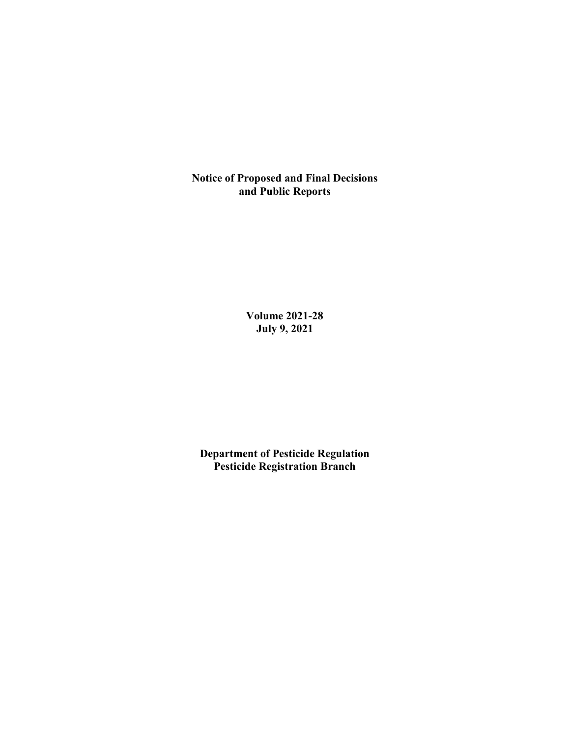# Notice of Proposed and Final Decisions and Public Reports

**Volume 2021-28**
**July 9, 2021**

**Department of Pesticide Regulation**
**Pesticide Registration Branch**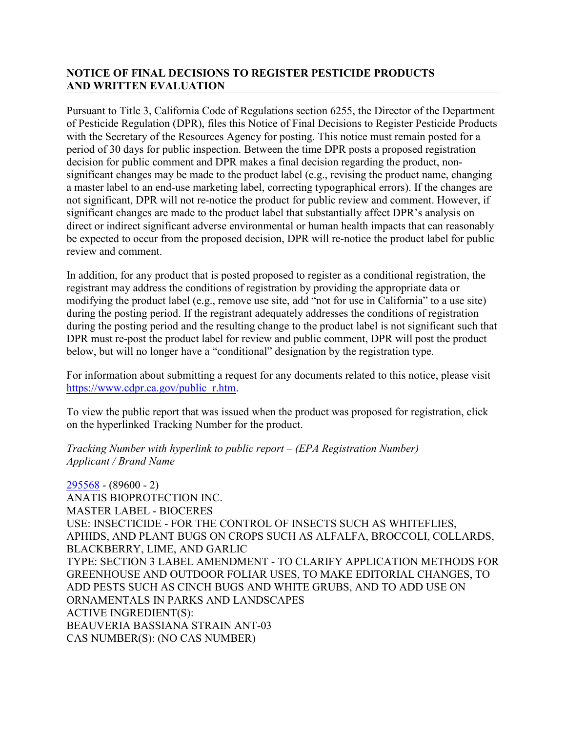## NOTICE OF FINAL DECISIONS TO REGISTER PESTICIDE PRODUCTS AND WRITTEN EVALUATION

Pursuant to Title 3, California Code of Regulations section 6255, the Director of the Department of Pesticide Regulation (DPR), files this Notice of Final Decisions to Register Pesticide Products with the Secretary of the Resources Agency for posting. This notice must remain posted for a period of 30 days for public inspection. Between the time DPR posts a proposed registration decision for public comment and DPR makes a final decision regarding the product, non-significant changes may be made to the product label (e.g., revising the product name, changing a master label to an end-use marketing label, correcting typographical errors). If the changes are not significant, DPR will not re-notice the product for public review and comment. However, if significant changes are made to the product label that substantially affect DPR's analysis on direct or indirect significant adverse environmental or human health impacts that can reasonably be expected to occur from the proposed decision, DPR will re-notice the product label for public review and comment.

In addition, for any product that is posted proposed to register as a conditional registration, the registrant may address the conditions of registration by providing the appropriate data or modifying the product label (e.g., remove use site, add "not for use in California" to a use site) during the posting period. If the registrant adequately addresses the conditions of registration during the posting period and the resulting change to the product label is not significant such that DPR must re-post the product label for review and public comment, DPR will post the product below, but will no longer have a "conditional" designation by the registration type.

For information about submitting a request for any documents related to this notice, please visit https://www.cdpr.ca.gov/public_r.htm.

To view the public report that was issued when the product was proposed for registration, click on the hyperlinked Tracking Number for the product.

*Tracking Number with hyperlink to public report – (EPA Registration Number)*
*Applicant / Brand Name*

295568 - (89600 - 2)
ANATIS BIOPROTECTION INC.
MASTER LABEL - BIOCERES
USE: INSECTICIDE - FOR THE CONTROL OF INSECTS SUCH AS WHITEFLIES, APHIDS, AND PLANT BUGS ON CROPS SUCH AS ALFALFA, BROCCOLI, COLLARDS, BLACKBERRY, LIME, AND GARLIC
TYPE: SECTION 3 LABEL AMENDMENT - TO CLARIFY APPLICATION METHODS FOR GREENHOUSE AND OUTDOOR FOLIAR USES, TO MAKE EDITORIAL CHANGES, TO ADD PESTS SUCH AS CINCH BUGS AND WHITE GRUBS, AND TO ADD USE ON ORNAMENTALS IN PARKS AND LANDSCAPES
ACTIVE INGREDIENT(S):
BEAUVERIA BASSIANA STRAIN ANT-03
CAS NUMBER(S): (NO CAS NUMBER)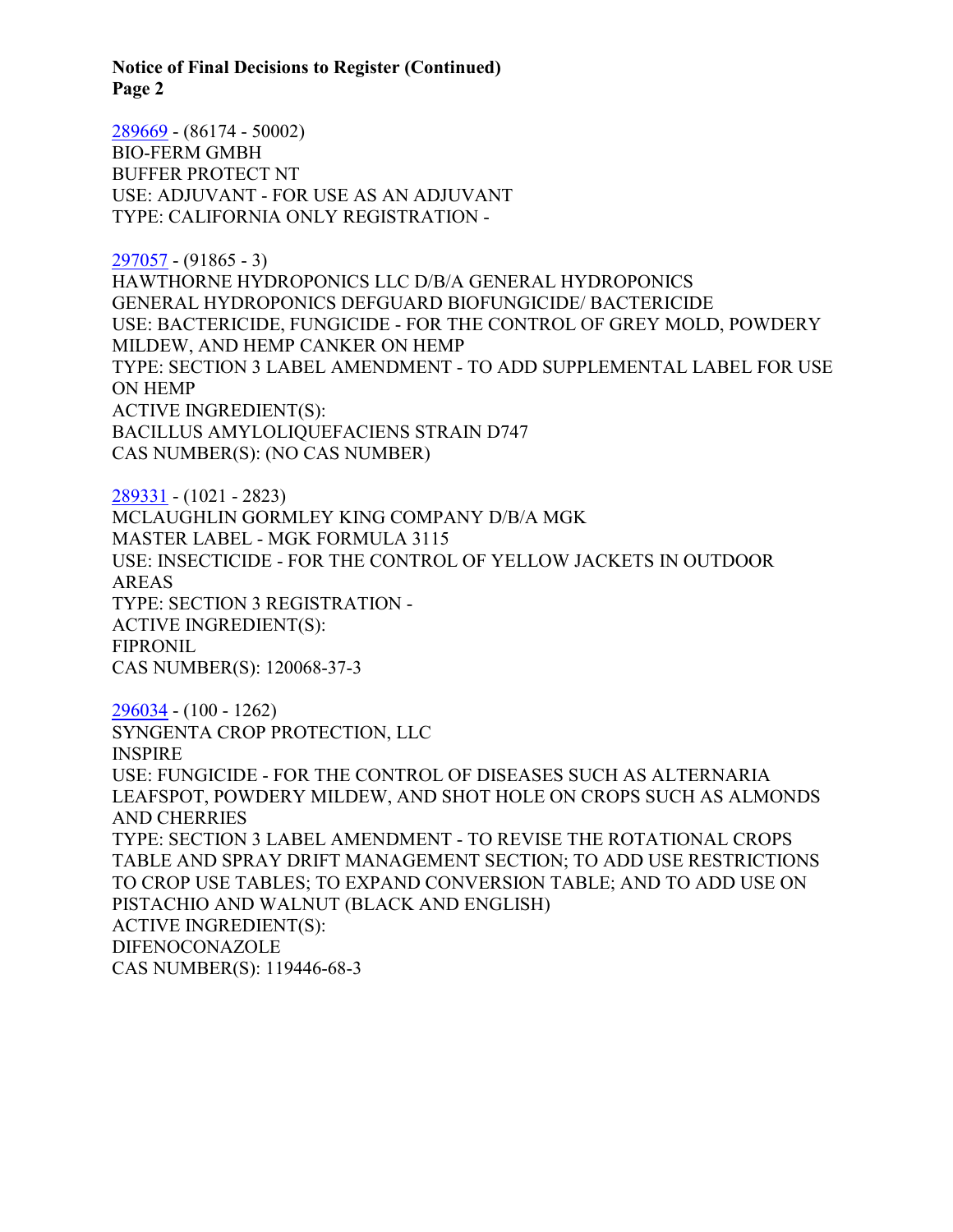[289669](#) - (86174 - 50002)
BIO-FERM GMBH
BUFFER PROTECT NT
USE: ADJUVANT - FOR USE AS AN ADJUVANT
TYPE: CALIFORNIA ONLY REGISTRATION -

[297057](#) - (91865 - 3)
HAWTHORNE HYDROPONICS LLC D/B/A GENERAL HYDROPONICS
GENERAL HYDROPONICS DEFGUARD BIOFUNGICIDE/ BACTERICIDE
USE: BACTERICIDE, FUNGICIDE - FOR THE CONTROL OF GREY MOLD, POWDERY MILDEW, AND HEMP CANKER ON HEMP
TYPE: SECTION 3 LABEL AMENDMENT - TO ADD SUPPLEMENTAL LABEL FOR USE ON HEMP
ACTIVE INGREDIENT(S):
BACILLUS AMYLOLIQUEFACIENS STRAIN D747
CAS NUMBER(S): (NO CAS NUMBER)

[289331](#) - (1021 - 2823)
MCLAUGHLIN GORMLEY KING COMPANY D/B/A MGK
MASTER LABEL - MGK FORMULA 3115
USE: INSECTICIDE - FOR THE CONTROL OF YELLOW JACKETS IN OUTDOOR AREAS
TYPE: SECTION 3 REGISTRATION -
ACTIVE INGREDIENT(S):
FIPRONIL
CAS NUMBER(S): 120068-37-3

[296034](#) - (100 - 1262)
SYNGENTA CROP PROTECTION, LLC
INSPIRE
USE: FUNGICIDE - FOR THE CONTROL OF DISEASES SUCH AS ALTERNARIA LEAFSPOT, POWDERY MILDEW, AND SHOT HOLE ON CROPS SUCH AS ALMONDS AND CHERRIES
TYPE: SECTION 3 LABEL AMENDMENT - TO REVISE THE ROTATIONAL CROPS TABLE AND SPRAY DRIFT MANAGEMENT SECTION; TO ADD USE RESTRICTIONS TO CROP USE TABLES; TO EXPAND CONVERSION TABLE; AND TO ADD USE ON PISTACHIO AND WALNUT (BLACK AND ENGLISH)
ACTIVE INGREDIENT(S):
DIFENOCONAZOLE
CAS NUMBER(S): 119446-68-3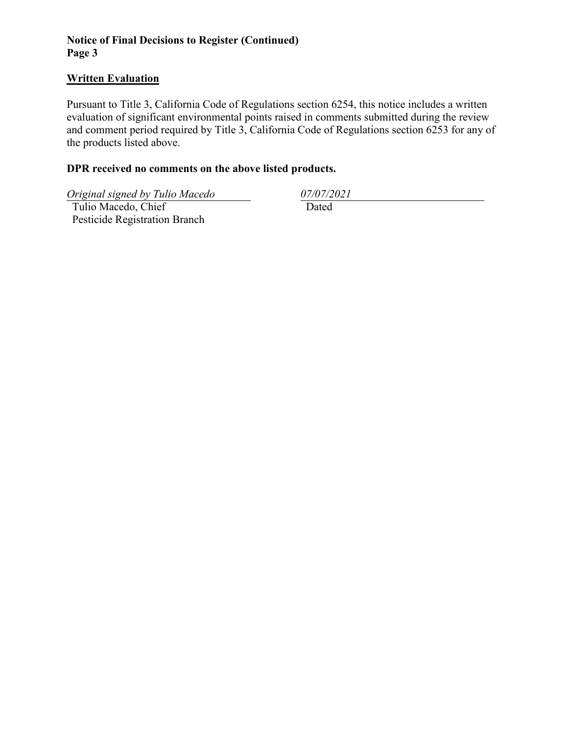## Written Evaluation

Pursuant to Title 3, California Code of Regulations section 6254, this notice includes a written evaluation of significant environmental points raised in comments submitted during the review and comment period required by Title 3, California Code of Regulations section 6253 for any of the products listed above.

**DPR received no comments on the above listed products.**

*Original signed by Tulio Macedo*
Tulio Macedo, Chief
Pesticide Registration Branch

*07/07/2021*
Dated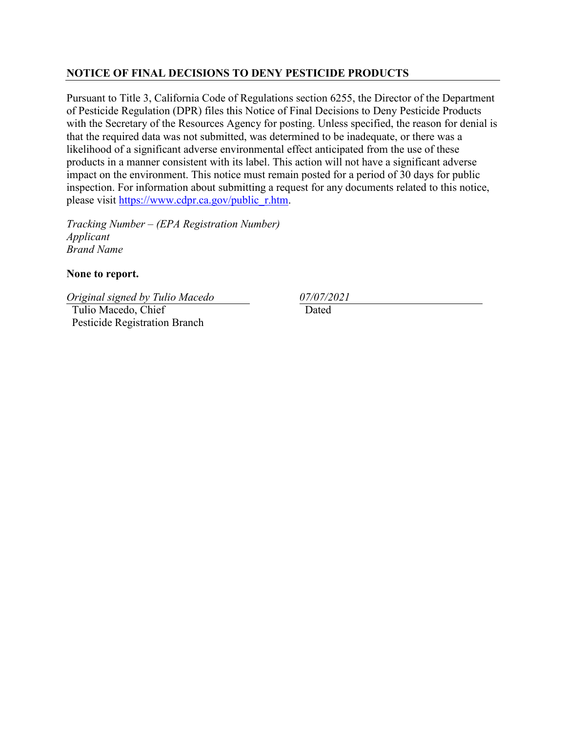## NOTICE OF FINAL DECISIONS TO DENY PESTICIDE PRODUCTS

Pursuant to Title 3, California Code of Regulations section 6255, the Director of the Department of Pesticide Regulation (DPR) files this Notice of Final Decisions to Deny Pesticide Products with the Secretary of the Resources Agency for posting. Unless specified, the reason for denial is that the required data was not submitted, was determined to be inadequate, or there was a likelihood of a significant adverse environmental effect anticipated from the use of these products in a manner consistent with its label. This action will not have a significant adverse impact on the environment. This notice must remain posted for a period of 30 days for public inspection. For information about submitting a request for any documents related to this notice, please visit [https://www.cdpr.ca.gov/public_r.htm](https://www.cdpr.ca.gov/public_r.htm).

*Tracking Number – (EPA Registration Number)*
*Applicant*
*Brand Name*

**None to report.**

*Original signed by Tulio Macedo*
Tulio Macedo, Chief
Pesticide Registration Branch

*07/07/2021*
Dated